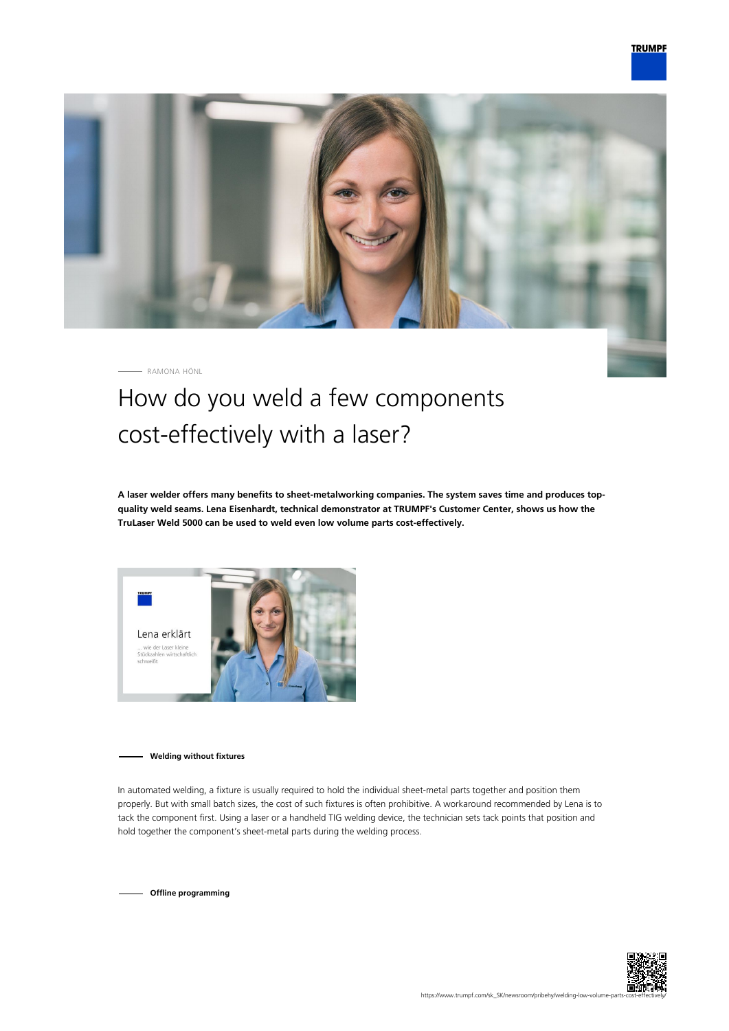RAMONA HÖNL

# How do you weld a few components cost-effectively with a laser?

**A laser welder offers many benefits to sheet-metalworking companies. The system saves time and produces top-quality weld seams. Lena Eisenhardt, technical demonstrator at TRUMPF's Customer Center, shows us how the TruLaser Weld 5000 can be used to weld even low volume parts cost-effectively.**

## Welding without fixtures

In automated welding, a fixture is usually required to hold the individual sheet-metal parts together and position them properly. But with small batch sizes, the cost of such fixtures is often prohibitive. A workaround recommended by Lena is to tack the component first. Using a laser or a handheld TIG welding device, the technician sets tack points that position and hold together the component's sheet-metal parts during the welding process.

## Offline programming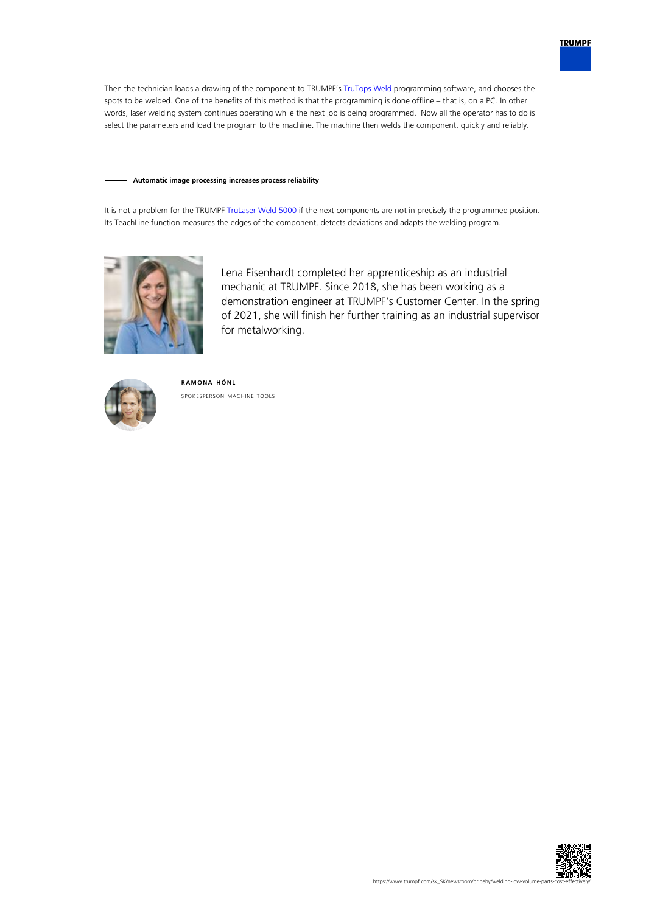Then the technician loads a drawing of the component to TRUMPF's [TruTops Weld](#) programming software, and chooses the spots to be welded. One of the benefits of this method is that the programming is done offline – that is, on a PC. In other words, laser welding system continues operating while the next job is being programmed.  Now all the operator has to do is select the parameters and load the program to the machine. The machine then welds the component, quickly and reliably.

### Automatic image processing increases process reliability

It is not a problem for the TRUMPF [TruLaser Weld 5000](#) if the next components are not in precisely the programmed position. Its TeachLine function measures the edges of the component, detects deviations and adapts the welding program.

Lena Eisenhardt completed her apprenticeship as an industrial mechanic at TRUMPF. Since 2018, she has been working as a demonstration engineer at TRUMPF's Customer Center. In the spring of 2021, she will finish her further training as an industrial supervisor for metalworking.

**RAMONA HÖNL**

SPOKESPERSON MACHINE TOOLS

https://www.trumpf.com/sk_SK/newsroom/pribehy/welding-low-volume-parts-cost-effectively/